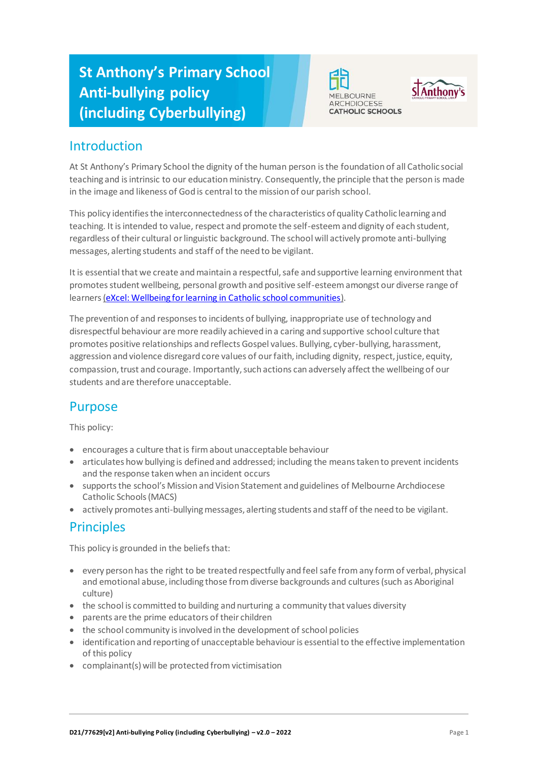# St Anthony's Primary School Anti-bullying policy (including Cyberbullying)

## Introduction

At St Anthony's Primary School the dignity of the human person is the foundation of all Catholic social teaching and is intrinsic to our education ministry. Consequently, the principle that the person is made in the image and likeness of God is central to the mission of our parish school.

This policy identifies the interconnectedness of the characteristics of quality Catholic learning and teaching. It is intended to value, respect and promote the self-esteem and dignity of each student, regardless of their cultural or linguistic background. The school will actively promote anti-bullying messages, alerting students and staff of the need to be vigilant.

It is essential that we create and maintain a respectful, safe and supportive learning environment that promotes student wellbeing, personal growth and positive self-esteem amongst our diverse range of learners (eXcel: Wellbeing for learning in Catholic school communities).

The prevention of and responses to incidents of bullying, inappropriate use of technology and disrespectful behaviour are more readily achieved in a caring and supportive school culture that promotes positive relationships and reflects Gospel values. Bullying, cyber-bullying, harassment, aggression and violence disregard core values of our faith, including dignity, respect, justice, equity, compassion, trust and courage. Importantly, such actions can adversely affect the wellbeing of our students and are therefore unacceptable.

## Purpose

This policy:

- encourages a culture that is firm about unacceptable behaviour
- articulates how bullying is defined and addressed; including the means taken to prevent incidents and the response taken when an incident occurs
- supports the school's Mission and Vision Statement and guidelines of Melbourne Archdiocese Catholic Schools (MACS)
- actively promotes anti-bullying messages, alerting students and staff of the need to be vigilant.

## Principles

This policy is grounded in the beliefs that:

- every person has the right to be treated respectfully and feel safe from any form of verbal, physical and emotional abuse, including those from diverse backgrounds and cultures (such as Aboriginal culture)
- the school is committed to building and nurturing a community that values diversity
- parents are the prime educators of their children
- the school community is involved in the development of school policies
- identification and reporting of unacceptable behaviour is essential to the effective implementation of this policy
- complainant(s) will be protected from victimisation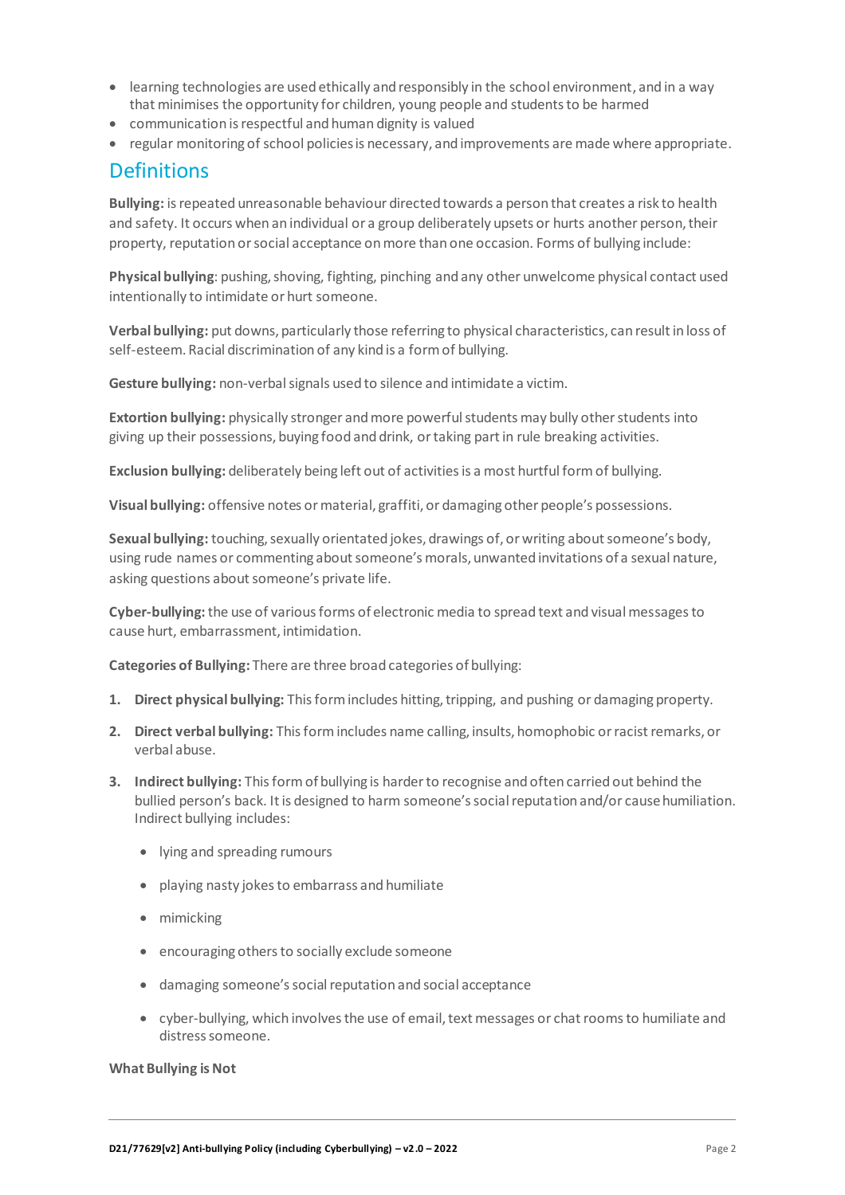- learning technologies are used ethically and responsibly in the school environment, and in a way that minimises the opportunity for children, young people and students to be harmed
- communication is respectful and human dignity is valued
- regular monitoring of school policies is necessary, and improvements are made where appropriate.

## Definitions

**Bullying:** is repeated unreasonable behaviour directed towards a person that creates a risk to health and safety. It occurs when an individual or a group deliberately upsets or hurts another person, their property, reputation or social acceptance on more than one occasion. Forms of bullying include:

**Physical bullying**: pushing, shoving, fighting, pinching and any other unwelcome physical contact used intentionally to intimidate or hurt someone.

**Verbal bullying:** put downs, particularly those referring to physical characteristics, can result in loss of self-esteem. Racial discrimination of any kind is a form of bullying.

**Gesture bullying:** non-verbal signals used to silence and intimidate a victim.

**Extortion bullying:** physically stronger and more powerful students may bully other students into giving up their possessions, buying food and drink, or taking part in rule breaking activities.

**Exclusion bullying:** deliberately being left out of activities is a most hurtful form of bullying.

**Visual bullying:** offensive notes or material, graffiti, or damaging other people's possessions.

**Sexual bullying:** touching, sexually orientated jokes, drawings of, or writing about someone's body, using rude names or commenting about someone's morals, unwanted invitations of a sexual nature, asking questions about someone's private life.

**Cyber-bullying:** the use of various forms of electronic media to spread text and visual messages to cause hurt, embarrassment, intimidation.

**Categories of Bullying:** There are three broad categories of bullying:

1. **Direct physical bullying:** This form includes hitting, tripping, and pushing or damaging property.
2. **Direct verbal bullying:** This form includes name calling, insults, homophobic or racist remarks, or verbal abuse.
3. **Indirect bullying:** This form of bullying is harder to recognise and often carried out behind the bullied person's back. It is designed to harm someone's social reputation and/or cause humiliation. Indirect bullying includes:
   - lying and spreading rumours
   - playing nasty jokes to embarrass and humiliate
   - mimicking
   - encouraging others to socially exclude someone
   - damaging someone's social reputation and social acceptance
   - cyber-bullying, which involves the use of email, text messages or chat rooms to humiliate and distress someone.

**What Bullying is Not**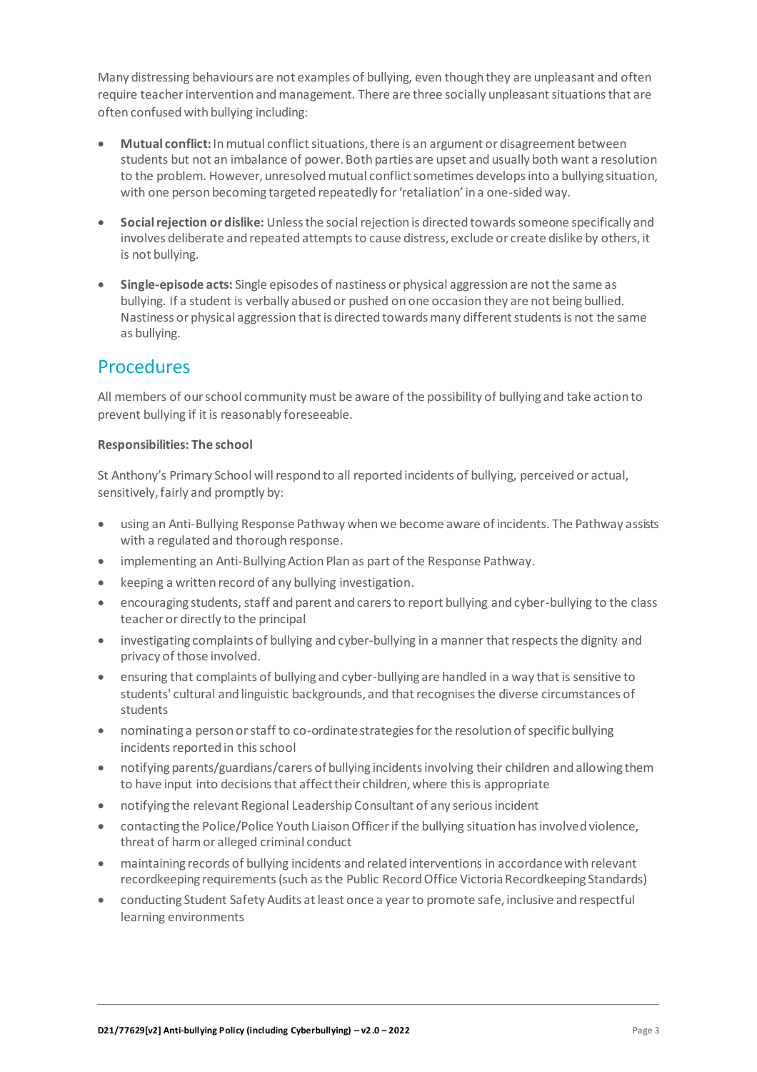Many distressing behaviours are not examples of bullying, even though they are unpleasant and often require teacher intervention and management. There are three socially unpleasant situations that are often confused with bullying including:

- **Mutual conflict:** In mutual conflict situations, there is an argument or disagreement between students but not an imbalance of power. Both parties are upset and usually both want a resolution to the problem. However, unresolved mutual conflict sometimes develops into a bullying situation, with one person becoming targeted repeatedly for 'retaliation' in a one-sided way.
- **Social rejection or dislike:** Unless the social rejection is directed towards someone specifically and involves deliberate and repeated attempts to cause distress, exclude or create dislike by others, it is not bullying.
- **Single-episode acts:** Single episodes of nastiness or physical aggression are not the same as bullying. If a student is verbally abused or pushed on one occasion they are not being bullied. Nastiness or physical aggression that is directed towards many different students is not the same as bullying.

## Procedures

All members of our school community must be aware of the possibility of bullying and take action to prevent bullying if it is reasonably foreseeable.

**Responsibilities: The school**

St Anthony's Primary School will respond to all reported incidents of bullying, perceived or actual, sensitively, fairly and promptly by:

- using an Anti-Bullying Response Pathway when we become aware of incidents. The Pathway assists with a regulated and thorough response.
- implementing an Anti-Bullying Action Plan as part of the Response Pathway.
- keeping a written record of any bullying investigation.
- encouraging students, staff and parent and carers to report bullying and cyber-bullying to the class teacher or directly to the principal
- investigating complaints of bullying and cyber-bullying in a manner that respects the dignity and privacy of those involved.
- ensuring that complaints of bullying and cyber-bullying are handled in a way that is sensitive to students' cultural and linguistic backgrounds, and that recognises the diverse circumstances of students
- nominating a person or staff to co-ordinate strategies for the resolution of specific bullying incidents reported in this school
- notifying parents/guardians/carers of bullying incidents involving their children and allowing them to have input into decisions that affect their children, where this is appropriate
- notifying the relevant Regional Leadership Consultant of any serious incident
- contacting the Police/Police Youth Liaison Officer if the bullying situation has involved violence, threat of harm or alleged criminal conduct
- maintaining records of bullying incidents and related interventions in accordance with relevant recordkeeping requirements (such as the Public Record Office Victoria Recordkeeping Standards)
- conducting Student Safety Audits at least once a year to promote safe, inclusive and respectful learning environments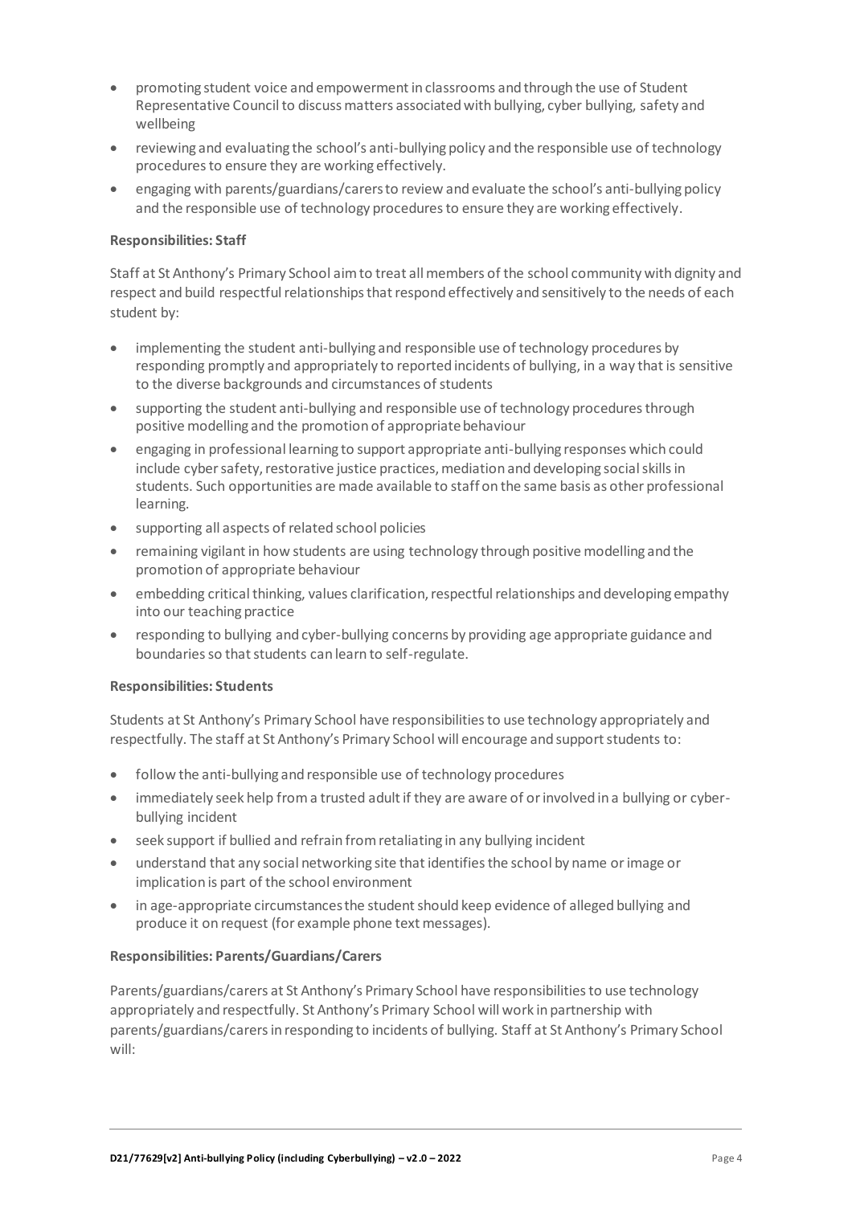- promoting student voice and empowerment in classrooms and through the use of Student Representative Council to discuss matters associated with bullying, cyber bullying, safety and wellbeing
- reviewing and evaluating the school's anti-bullying policy and the responsible use of technology procedures to ensure they are working effectively.
- engaging with parents/guardians/carers to review and evaluate the school's anti-bullying policy and the responsible use of technology procedures to ensure they are working effectively.

**Responsibilities: Staff**

Staff at St Anthony's Primary School aim to treat all members of the school community with dignity and respect and build respectful relationships that respond effectively and sensitively to the needs of each student by:

- implementing the student anti-bullying and responsible use of technology procedures by responding promptly and appropriately to reported incidents of bullying, in a way that is sensitive to the diverse backgrounds and circumstances of students
- supporting the student anti-bullying and responsible use of technology procedures through positive modelling and the promotion of appropriate behaviour
- engaging in professional learning to support appropriate anti-bullying responses which could include cyber safety, restorative justice practices, mediation and developing social skills in students. Such opportunities are made available to staff on the same basis as other professional learning.
- supporting all aspects of related school policies
- remaining vigilant in how students are using technology through positive modelling and the promotion of appropriate behaviour
- embedding critical thinking, values clarification, respectful relationships and developing empathy into our teaching practice
- responding to bullying and cyber-bullying concerns by providing age appropriate guidance and boundaries so that students can learn to self-regulate.

**Responsibilities: Students**

Students at St Anthony's Primary School have responsibilities to use technology appropriately and respectfully. The staff at St Anthony's Primary School will encourage and support students to:

- follow the anti-bullying and responsible use of technology procedures
- immediately seek help from a trusted adult if they are aware of or involved in a bullying or cyber-bullying incident
- seek support if bullied and refrain from retaliating in any bullying incident
- understand that any social networking site that identifies the school by name or image or implication is part of the school environment
- in age-appropriate circumstances the student should keep evidence of alleged bullying and produce it on request (for example phone text messages).

**Responsibilities: Parents/Guardians/Carers**

Parents/guardians/carers at St Anthony's Primary School have responsibilities to use technology appropriately and respectfully. St Anthony's Primary School will work in partnership with parents/guardians/carers in responding to incidents of bullying. Staff at St Anthony's Primary School will: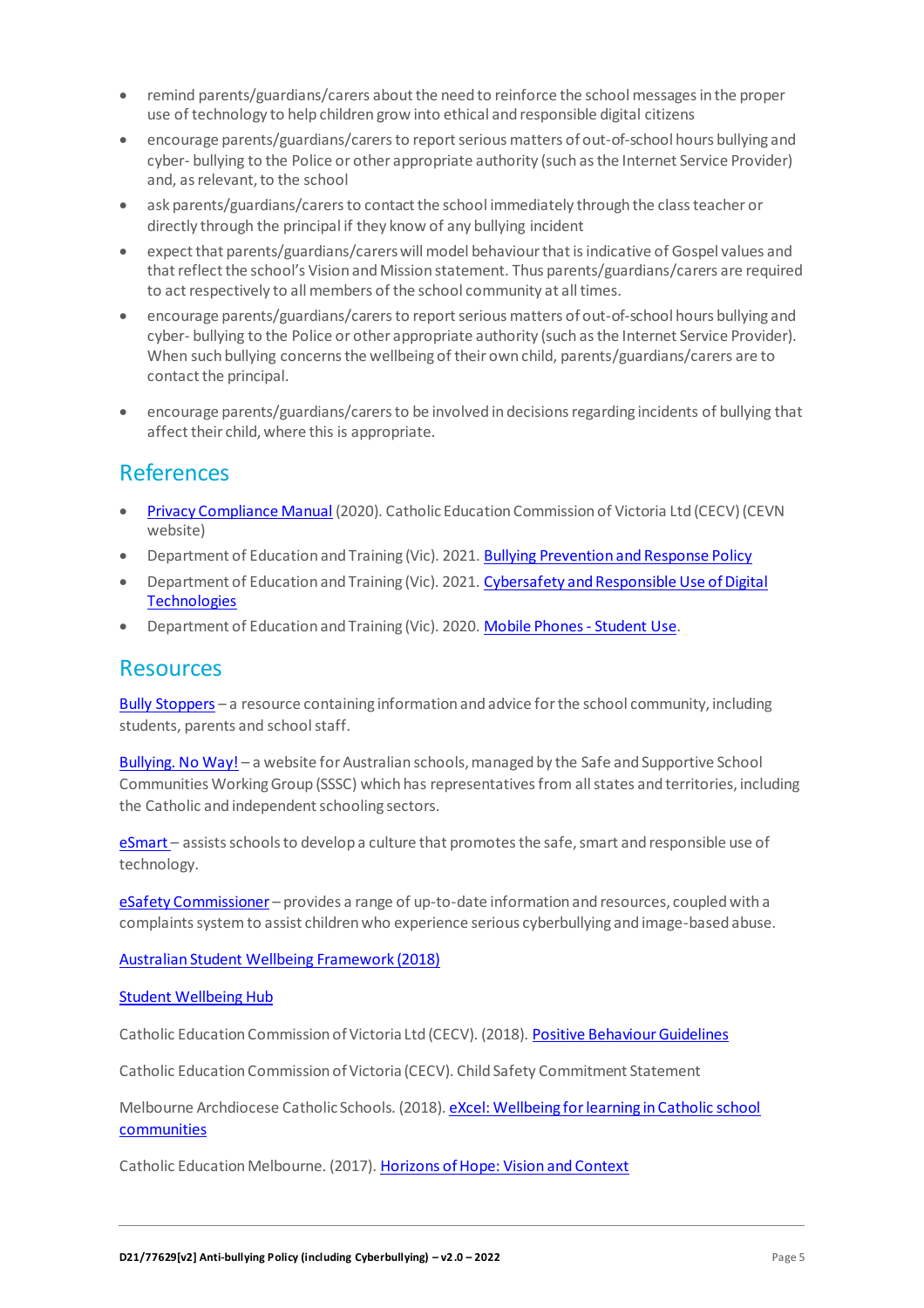- remind parents/guardians/carers about the need to reinforce the school messages in the proper use of technology to help children grow into ethical and responsible digital citizens
- encourage parents/guardians/carers to report serious matters of out-of-school hours bullying and cyber- bullying to the Police or other appropriate authority (such as the Internet Service Provider) and, as relevant, to the school
- ask parents/guardians/carers to contact the school immediately through the class teacher or directly through the principal if they know of any bullying incident
- expect that parents/guardians/carers will model behaviour that is indicative of Gospel values and that reflect the school's Vision and Mission statement. Thus parents/guardians/carers are required to act respectively to all members of the school community at all times.
- encourage parents/guardians/carers to report serious matters of out-of-school hours bullying and cyber- bullying to the Police or other appropriate authority (such as the Internet Service Provider). When such bullying concerns the wellbeing of their own child, parents/guardians/carers are to contact the principal.
- encourage parents/guardians/carers to be involved in decisions regarding incidents of bullying that affect their child, where this is appropriate.

## References

- Privacy Compliance Manual (2020). Catholic Education Commission of Victoria Ltd (CECV) (CEVN website)
- Department of Education and Training (Vic). 2021. Bullying Prevention and Response Policy
- Department of Education and Training (Vic). 2021. Cybersafety and Responsible Use of Digital Technologies
- Department of Education and Training (Vic). 2020. Mobile Phones - Student Use.

## Resources

Bully Stoppers – a resource containing information and advice for the school community, including students, parents and school staff.

Bullying. No Way! – a website for Australian schools, managed by the Safe and Supportive School Communities Working Group (SSSC) which has representatives from all states and territories, including the Catholic and independent schooling sectors.

eSmart – assists schools to develop a culture that promotes the safe, smart and responsible use of technology.

eSafety Commissioner – provides a range of up-to-date information and resources, coupled with a complaints system to assist children who experience serious cyberbullying and image-based abuse.

Australian Student Wellbeing Framework (2018)

Student Wellbeing Hub

Catholic Education Commission of Victoria Ltd (CECV). (2018). Positive Behaviour Guidelines

Catholic Education Commission of Victoria (CECV). Child Safety Commitment Statement

Melbourne Archdiocese Catholic Schools. (2018). eXcel: Wellbeing for learning in Catholic school communities

Catholic Education Melbourne. (2017). Horizons of Hope: Vision and Context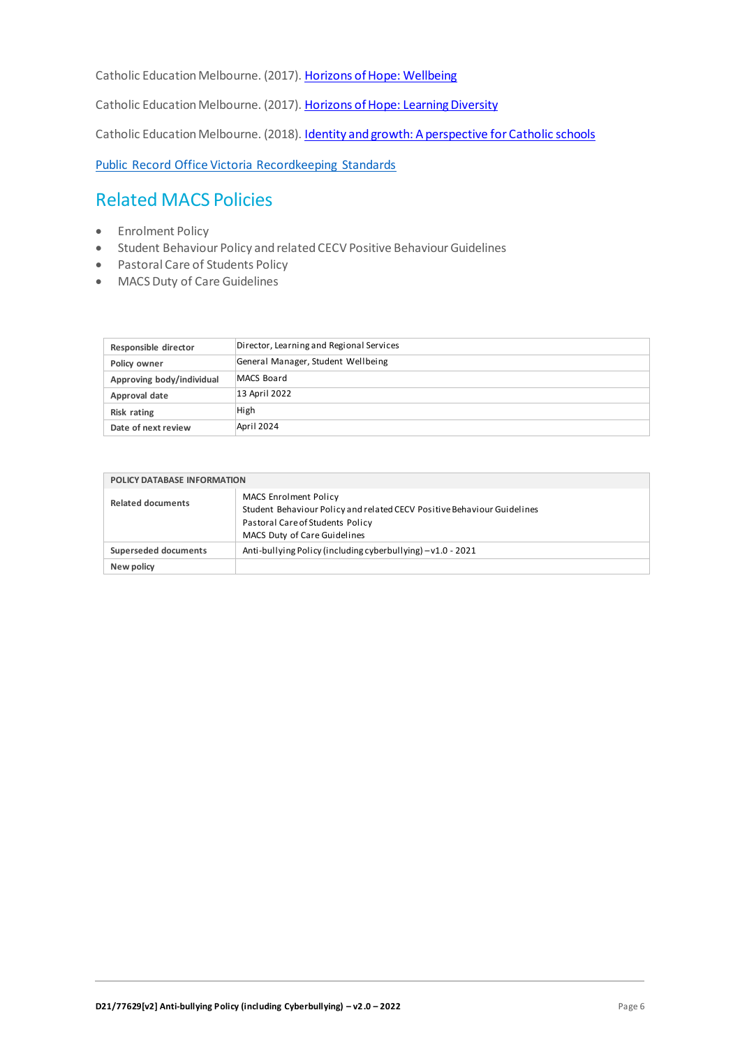Catholic Education Melbourne. (2017). [Horizons of Hope: Wellbeing]

Catholic Education Melbourne. (2017). [Horizons of Hope: Learning Diversity]

Catholic Education Melbourne. (2018). [Identity and growth: A perspective for Catholic schools]

[Public Record Office Victoria Recordkeeping Standards]

## Related MACS Policies

- Enrolment Policy
- Student Behaviour Policy and related CECV Positive Behaviour Guidelines
- Pastoral Care of Students Policy
- MACS Duty of Care Guidelines

| | |
|---|---|
| **Responsible director** | Director, Learning and Regional Services |
| **Policy owner** | General Manager, Student Wellbeing |
| **Approving body/individual** | MACS Board |
| **Approval date** | 13 April 2022 |
| **Risk rating** | High |
| **Date of next review** | April 2024 |

| **POLICY DATABASE INFORMATION** | |
|---|---|
| **Related documents** | MACS Enrolment Policy<br>Student Behaviour Policy and related CECV Positive Behaviour Guidelines<br>Pastoral Care of Students Policy<br>MACS Duty of Care Guidelines |
| **Superseded documents** | Anti-bullying Policy (including cyberbullying) – v1.0 - 2021 |
| **New policy** | |

D21/77629[v2] Anti-bullying Policy (including Cyberbullying) – v2.0 – 2022